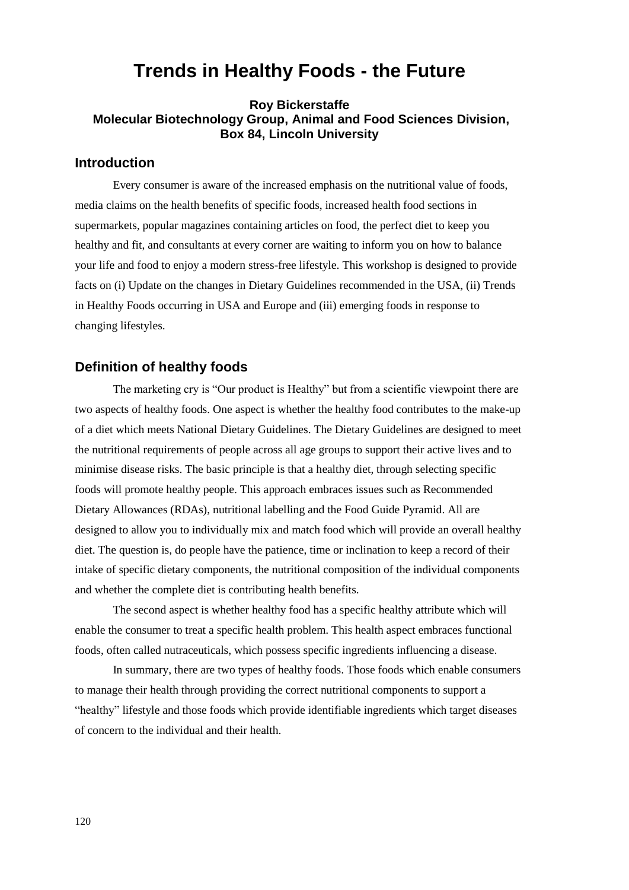# Trends in Healthy Foods - the Future

**Roy Bickerstaffe**
**Molecular Biotechnology Group, Animal and Food Sciences Division, Box 84, Lincoln University**

## Introduction

Every consumer is aware of the increased emphasis on the nutritional value of foods, media claims on the health benefits of specific foods, increased health food sections in supermarkets, popular magazines containing articles on food, the perfect diet to keep you healthy and fit, and consultants at every corner are waiting to inform you on how to balance your life and food to enjoy a modern stress-free lifestyle. This workshop is designed to provide facts on (i) Update on the changes in Dietary Guidelines recommended in the USA, (ii) Trends in Healthy Foods occurring in USA and Europe and (iii) emerging foods in response to changing lifestyles.

## Definition of healthy foods

The marketing cry is "Our product is Healthy" but from a scientific viewpoint there are two aspects of healthy foods. One aspect is whether the healthy food contributes to the make-up of a diet which meets National Dietary Guidelines. The Dietary Guidelines are designed to meet the nutritional requirements of people across all age groups to support their active lives and to minimise disease risks. The basic principle is that a healthy diet, through selecting specific foods will promote healthy people. This approach embraces issues such as Recommended Dietary Allowances (RDAs), nutritional labelling and the Food Guide Pyramid. All are designed to allow you to individually mix and match food which will provide an overall healthy diet. The question is, do people have the patience, time or inclination to keep a record of their intake of specific dietary components, the nutritional composition of the individual components and whether the complete diet is contributing health benefits.

The second aspect is whether healthy food has a specific healthy attribute which will enable the consumer to treat a specific health problem. This health aspect embraces functional foods, often called nutraceuticals, which possess specific ingredients influencing a disease.

In summary, there are two types of healthy foods. Those foods which enable consumers to manage their health through providing the correct nutritional components to support a "healthy" lifestyle and those foods which provide identifiable ingredients which target diseases of concern to the individual and their health.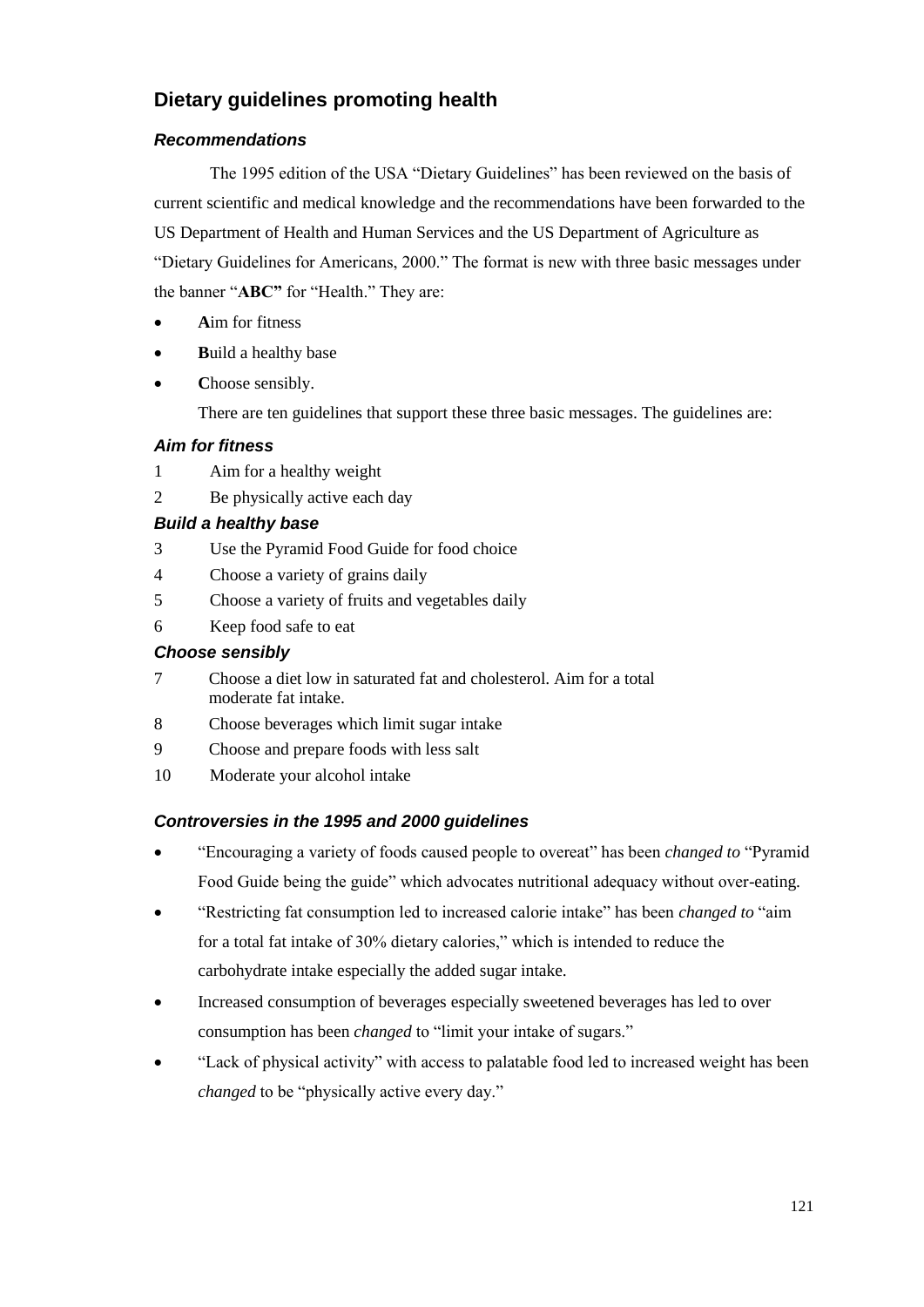## Dietary guidelines promoting health

### *Recommendations*

The 1995 edition of the USA "Dietary Guidelines" has been reviewed on the basis of current scientific and medical knowledge and the recommendations have been forwarded to the US Department of Health and Human Services and the US Department of Agriculture as "Dietary Guidelines for Americans, 2000." The format is new with three basic messages under the banner "**ABC"** for "Health." They are:

- **A**im for fitness
- **B**uild a healthy base
- **C**hoose sensibly.

There are ten guidelines that support these three basic messages. The guidelines are:

### *Aim for fitness*

1 Aim for a healthy weight

2 Be physically active each day

### *Build a healthy base*

3 Use the Pyramid Food Guide for food choice

4 Choose a variety of grains daily

5 Choose a variety of fruits and vegetables daily

6 Keep food safe to eat

### *Choose sensibly*

7 Choose a diet low in saturated fat and cholesterol. Aim for a total moderate fat intake.

8 Choose beverages which limit sugar intake

9 Choose and prepare foods with less salt

10 Moderate your alcohol intake

### *Controversies in the 1995 and 2000 guidelines*

- "Encouraging a variety of foods caused people to overeat" has been *changed to* "Pyramid Food Guide being the guide" which advocates nutritional adequacy without over-eating.
- "Restricting fat consumption led to increased calorie intake" has been *changed to* "aim for a total fat intake of 30% dietary calories," which is intended to reduce the carbohydrate intake especially the added sugar intake.
- Increased consumption of beverages especially sweetened beverages has led to over consumption has been *changed* to "limit your intake of sugars."
- "Lack of physical activity" with access to palatable food led to increased weight has been *changed* to be "physically active every day."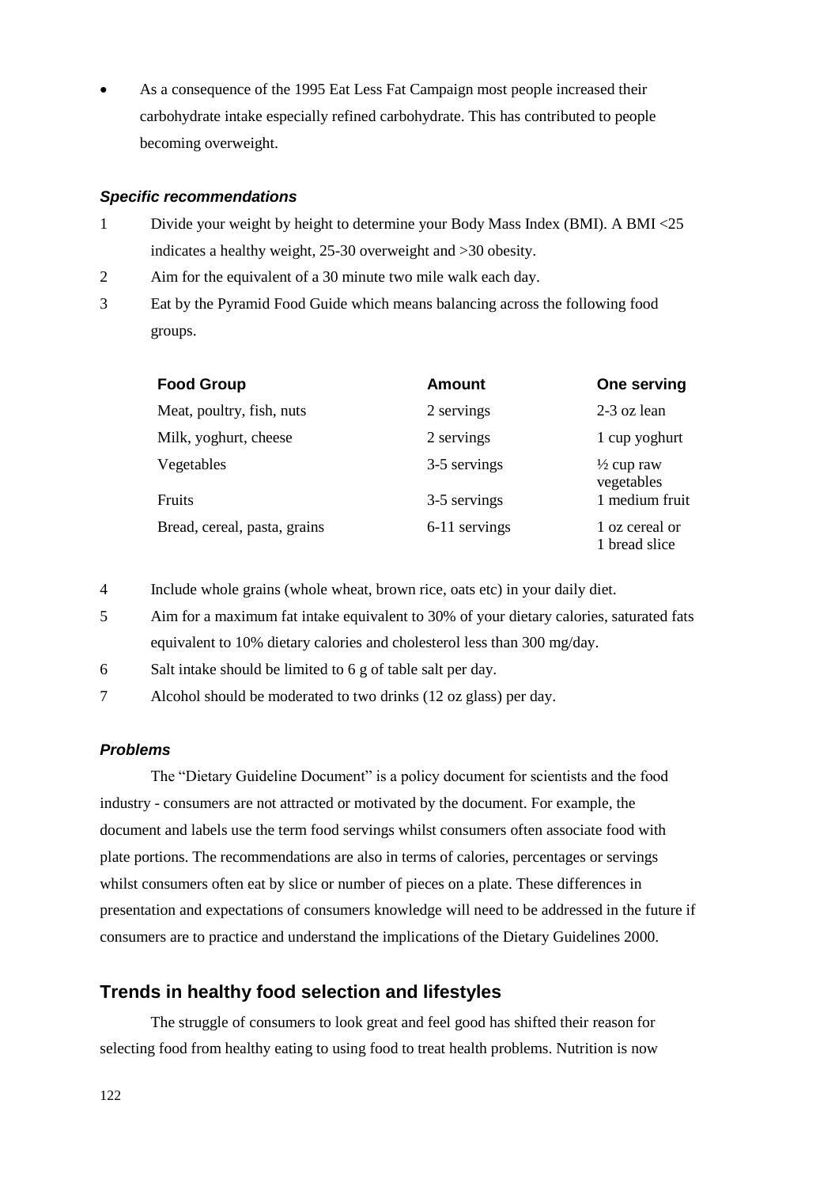- As a consequence of the 1995 Eat Less Fat Campaign most people increased their carbohydrate intake especially refined carbohydrate. This has contributed to people becoming overweight.

### *Specific recommendations*

1. Divide your weight by height to determine your Body Mass Index (BMI). A BMI <25 indicates a healthy weight, 25-30 overweight and >30 obesity.
2. Aim for the equivalent of a 30 minute two mile walk each day.
3. Eat by the Pyramid Food Guide which means balancing across the following food groups.

| Food Group | Amount | One serving |
|---|---|---|
| Meat, poultry, fish, nuts | 2 servings | 2-3 oz lean |
| Milk, yoghurt, cheese | 2 servings | 1 cup yoghurt |
| Vegetables | 3-5 servings | ½ cup raw vegetables |
| Fruits | 3-5 servings | 1 medium fruit |
| Bread, cereal, pasta, grains | 6-11 servings | 1 oz cereal or 1 bread slice |

4. Include whole grains (whole wheat, brown rice, oats etc) in your daily diet.
5. Aim for a maximum fat intake equivalent to 30% of your dietary calories, saturated fats equivalent to 10% dietary calories and cholesterol less than 300 mg/day.
6. Salt intake should be limited to 6 g of table salt per day.
7. Alcohol should be moderated to two drinks (12 oz glass) per day.

### *Problems*

The "Dietary Guideline Document" is a policy document for scientists and the food industry - consumers are not attracted or motivated by the document. For example, the document and labels use the term food servings whilst consumers often associate food with plate portions. The recommendations are also in terms of calories, percentages or servings whilst consumers often eat by slice or number of pieces on a plate. These differences in presentation and expectations of consumers knowledge will need to be addressed in the future if consumers are to practice and understand the implications of the Dietary Guidelines 2000.

## Trends in healthy food selection and lifestyles

The struggle of consumers to look great and feel good has shifted their reason for selecting food from healthy eating to using food to treat health problems. Nutrition is now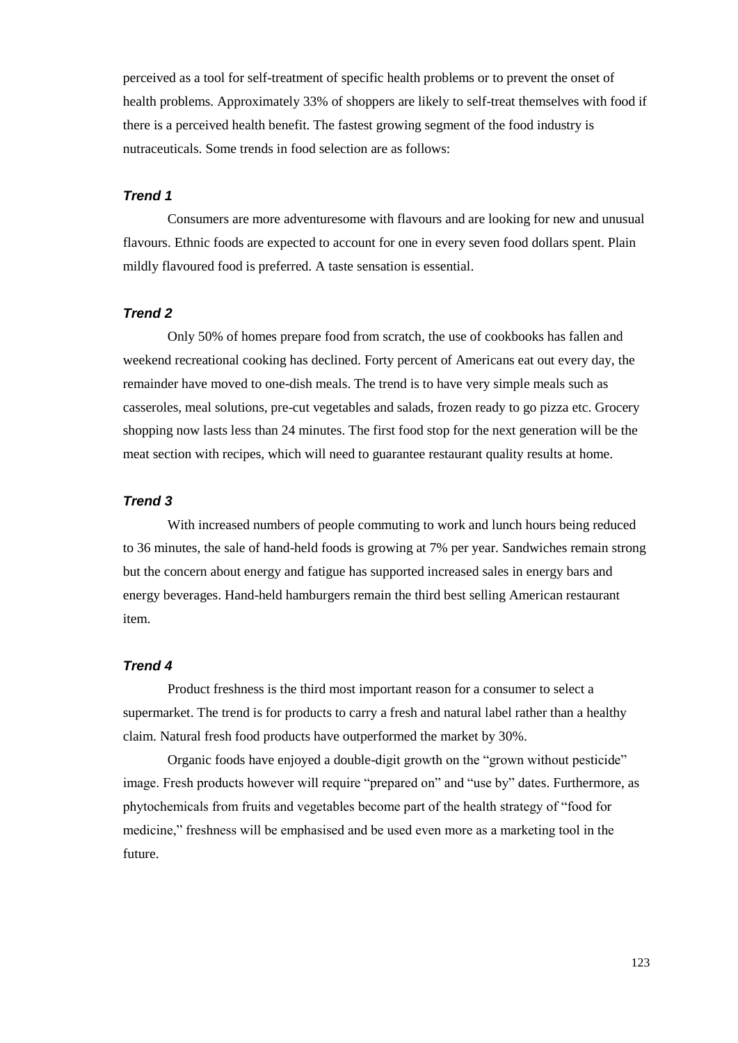perceived as a tool for self-treatment of specific health problems or to prevent the onset of health problems. Approximately 33% of shoppers are likely to self-treat themselves with food if there is a perceived health benefit. The fastest growing segment of the food industry is nutraceuticals. Some trends in food selection are as follows:

### *Trend 1*

Consumers are more adventuresome with flavours and are looking for new and unusual flavours. Ethnic foods are expected to account for one in every seven food dollars spent. Plain mildly flavoured food is preferred. A taste sensation is essential.

### *Trend 2*

Only 50% of homes prepare food from scratch, the use of cookbooks has fallen and weekend recreational cooking has declined. Forty percent of Americans eat out every day, the remainder have moved to one-dish meals. The trend is to have very simple meals such as casseroles, meal solutions, pre-cut vegetables and salads, frozen ready to go pizza etc. Grocery shopping now lasts less than 24 minutes. The first food stop for the next generation will be the meat section with recipes, which will need to guarantee restaurant quality results at home.

### *Trend 3*

With increased numbers of people commuting to work and lunch hours being reduced to 36 minutes, the sale of hand-held foods is growing at 7% per year. Sandwiches remain strong but the concern about energy and fatigue has supported increased sales in energy bars and energy beverages. Hand-held hamburgers remain the third best selling American restaurant item.

### *Trend 4*

Product freshness is the third most important reason for a consumer to select a supermarket. The trend is for products to carry a fresh and natural label rather than a healthy claim. Natural fresh food products have outperformed the market by 30%.

Organic foods have enjoyed a double-digit growth on the "grown without pesticide" image. Fresh products however will require "prepared on" and "use by" dates. Furthermore, as phytochemicals from fruits and vegetables become part of the health strategy of "food for medicine," freshness will be emphasised and be used even more as a marketing tool in the future.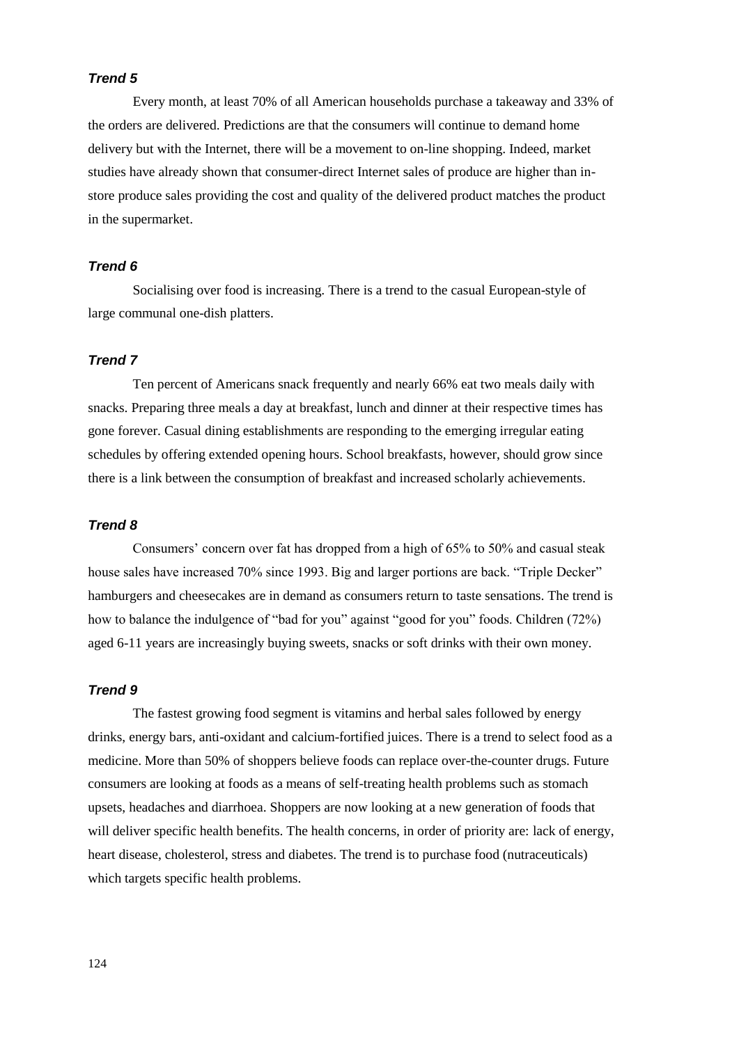### *Trend 5*

Every month, at least 70% of all American households purchase a takeaway and 33% of the orders are delivered. Predictions are that the consumers will continue to demand home delivery but with the Internet, there will be a movement to on-line shopping. Indeed, market studies have already shown that consumer-direct Internet sales of produce are higher than in-store produce sales providing the cost and quality of the delivered product matches the product in the supermarket.

### *Trend 6*

Socialising over food is increasing. There is a trend to the casual European-style of large communal one-dish platters.

### *Trend 7*

Ten percent of Americans snack frequently and nearly 66% eat two meals daily with snacks. Preparing three meals a day at breakfast, lunch and dinner at their respective times has gone forever. Casual dining establishments are responding to the emerging irregular eating schedules by offering extended opening hours. School breakfasts, however, should grow since there is a link between the consumption of breakfast and increased scholarly achievements.

### *Trend 8*

Consumers' concern over fat has dropped from a high of 65% to 50% and casual steak house sales have increased 70% since 1993. Big and larger portions are back. "Triple Decker" hamburgers and cheesecakes are in demand as consumers return to taste sensations. The trend is how to balance the indulgence of "bad for you" against "good for you" foods. Children (72%) aged 6-11 years are increasingly buying sweets, snacks or soft drinks with their own money.

### *Trend 9*

The fastest growing food segment is vitamins and herbal sales followed by energy drinks, energy bars, anti-oxidant and calcium-fortified juices. There is a trend to select food as a medicine. More than 50% of shoppers believe foods can replace over-the-counter drugs. Future consumers are looking at foods as a means of self-treating health problems such as stomach upsets, headaches and diarrhoea. Shoppers are now looking at a new generation of foods that will deliver specific health benefits. The health concerns, in order of priority are: lack of energy, heart disease, cholesterol, stress and diabetes. The trend is to purchase food (nutraceuticals) which targets specific health problems.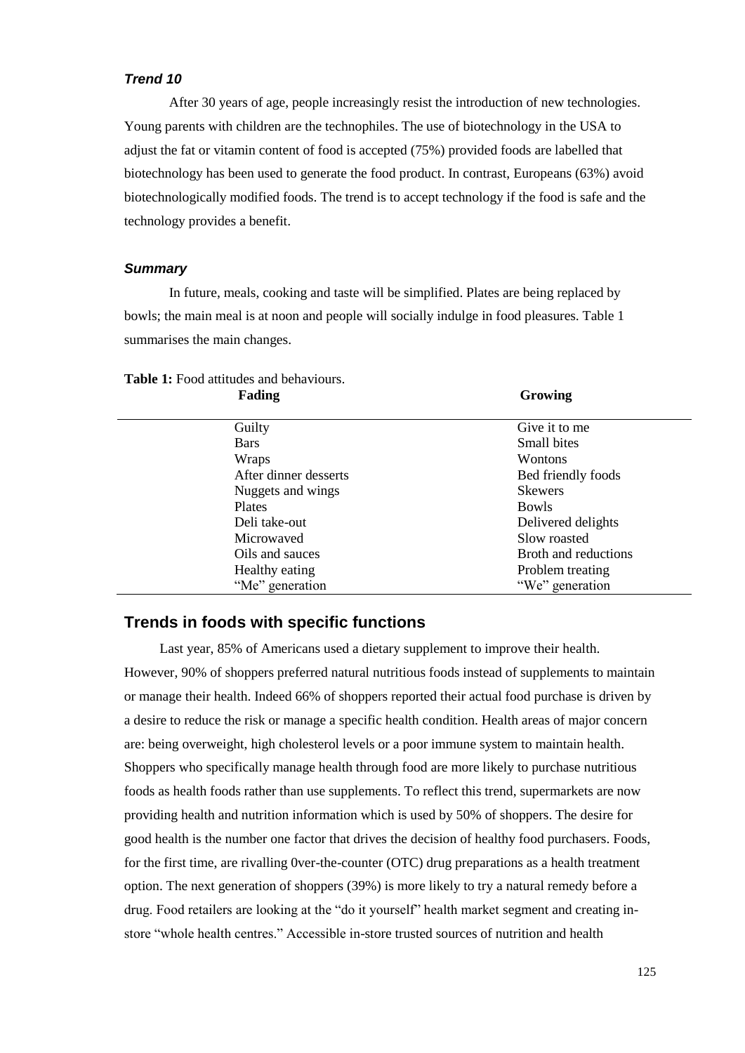### *Trend 10*

After 30 years of age, people increasingly resist the introduction of new technologies. Young parents with children are the technophiles. The use of biotechnology in the USA to adjust the fat or vitamin content of food is accepted (75%) provided foods are labelled that biotechnology has been used to generate the food product. In contrast, Europeans (63%) avoid biotechnologically modified foods. The trend is to accept technology if the food is safe and the technology provides a benefit.

### *Summary*

In future, meals, cooking and taste will be simplified. Plates are being replaced by bowls; the main meal is at noon and people will socially indulge in food pleasures. Table 1 summarises the main changes.

**Table 1:** Food attitudes and behaviours.

| Fading | Growing |
|---|---|
| Guilty | Give it to me |
| Bars | Small bites |
| Wraps | Wontons |
| After dinner desserts | Bed friendly foods |
| Nuggets and wings | Skewers |
| Plates | Bowls |
| Deli take-out | Delivered delights |
| Microwaved | Slow roasted |
| Oils and sauces | Broth and reductions |
| Healthy eating | Problem treating |
| “Me” generation | “We” generation |

## Trends in foods with specific functions

Last year, 85% of Americans used a dietary supplement to improve their health. However, 90% of shoppers preferred natural nutritious foods instead of supplements to maintain or manage their health. Indeed 66% of shoppers reported their actual food purchase is driven by a desire to reduce the risk or manage a specific health condition. Health areas of major concern are: being overweight, high cholesterol levels or a poor immune system to maintain health. Shoppers who specifically manage health through food are more likely to purchase nutritious foods as health foods rather than use supplements. To reflect this trend, supermarkets are now providing health and nutrition information which is used by 50% of shoppers. The desire for good health is the number one factor that drives the decision of healthy food purchasers. Foods, for the first time, are rivalling 0ver-the-counter (OTC) drug preparations as a health treatment option. The next generation of shoppers (39%) is more likely to try a natural remedy before a drug. Food retailers are looking at the “do it yourself” health market segment and creating in-store “whole health centres.” Accessible in-store trusted sources of nutrition and health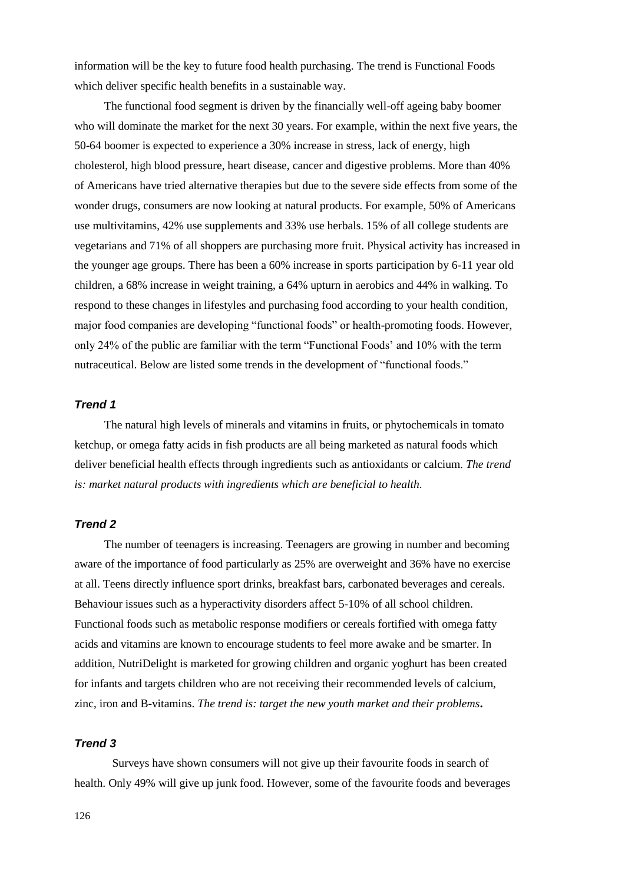information will be the key to future food health purchasing. The trend is Functional Foods which deliver specific health benefits in a sustainable way.

The functional food segment is driven by the financially well-off ageing baby boomer who will dominate the market for the next 30 years. For example, within the next five years, the 50-64 boomer is expected to experience a 30% increase in stress, lack of energy, high cholesterol, high blood pressure, heart disease, cancer and digestive problems. More than 40% of Americans have tried alternative therapies but due to the severe side effects from some of the wonder drugs, consumers are now looking at natural products. For example, 50% of Americans use multivitamins, 42% use supplements and 33% use herbals. 15% of all college students are vegetarians and 71% of all shoppers are purchasing more fruit. Physical activity has increased in the younger age groups. There has been a 60% increase in sports participation by 6-11 year old children, a 68% increase in weight training, a 64% upturn in aerobics and 44% in walking. To respond to these changes in lifestyles and purchasing food according to your health condition, major food companies are developing "functional foods" or health-promoting foods. However, only 24% of the public are familiar with the term "Functional Foods' and 10% with the term nutraceutical. Below are listed some trends in the development of "functional foods."

### *Trend 1*

The natural high levels of minerals and vitamins in fruits, or phytochemicals in tomato ketchup, or omega fatty acids in fish products are all being marketed as natural foods which deliver beneficial health effects through ingredients such as antioxidants or calcium. *The trend is: market natural products with ingredients which are beneficial to health.*

### *Trend 2*

The number of teenagers is increasing. Teenagers are growing in number and becoming aware of the importance of food particularly as 25% are overweight and 36% have no exercise at all. Teens directly influence sport drinks, breakfast bars, carbonated beverages and cereals. Behaviour issues such as a hyperactivity disorders affect 5-10% of all school children. Functional foods such as metabolic response modifiers or cereals fortified with omega fatty acids and vitamins are known to encourage students to feel more awake and be smarter. In addition, NutriDelight is marketed for growing children and organic yoghurt has been created for infants and targets children who are not receiving their recommended levels of calcium, zinc, iron and B-vitamins. *The trend is: target the new youth market and their problems***.**

### *Trend 3*

Surveys have shown consumers will not give up their favourite foods in search of health. Only 49% will give up junk food. However, some of the favourite foods and beverages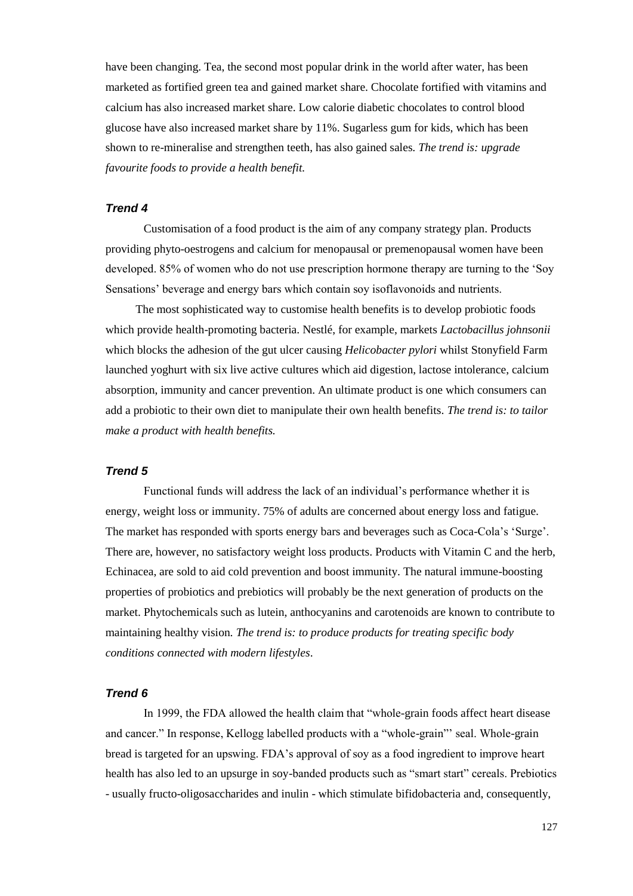have been changing. Tea, the second most popular drink in the world after water, has been marketed as fortified green tea and gained market share. Chocolate fortified with vitamins and calcium has also increased market share. Low calorie diabetic chocolates to control blood glucose have also increased market share by 11%. Sugarless gum for kids, which has been shown to re-mineralise and strengthen teeth, has also gained sales. *The trend is: upgrade favourite foods to provide a health benefit.*

### *Trend 4*

Customisation of a food product is the aim of any company strategy plan. Products providing phyto-oestrogens and calcium for menopausal or premenopausal women have been developed. 85% of women who do not use prescription hormone therapy are turning to the 'Soy Sensations' beverage and energy bars which contain soy isoflavonoids and nutrients.

The most sophisticated way to customise health benefits is to develop probiotic foods which provide health-promoting bacteria. Nestlé, for example, markets *Lactobacillus johnsonii* which blocks the adhesion of the gut ulcer causing *Helicobacter pylori* whilst Stonyfield Farm launched yoghurt with six live active cultures which aid digestion, lactose intolerance, calcium absorption, immunity and cancer prevention. An ultimate product is one which consumers can add a probiotic to their own diet to manipulate their own health benefits. *The trend is: to tailor make a product with health benefits.*

### *Trend 5*

Functional funds will address the lack of an individual's performance whether it is energy, weight loss or immunity. 75% of adults are concerned about energy loss and fatigue. The market has responded with sports energy bars and beverages such as Coca-Cola's 'Surge'. There are, however, no satisfactory weight loss products. Products with Vitamin C and the herb, Echinacea, are sold to aid cold prevention and boost immunity. The natural immune-boosting properties of probiotics and prebiotics will probably be the next generation of products on the market. Phytochemicals such as lutein, anthocyanins and carotenoids are known to contribute to maintaining healthy vision. *The trend is: to produce products for treating specific body conditions connected with modern lifestyles*.

### *Trend 6*

In 1999, the FDA allowed the health claim that "whole-grain foods affect heart disease and cancer." In response, Kellogg labelled products with a "whole-grain"' seal. Whole-grain bread is targeted for an upswing. FDA's approval of soy as a food ingredient to improve heart health has also led to an upsurge in soy-banded products such as "smart start" cereals. Prebiotics - usually fructo-oligosaccharides and inulin - which stimulate bifidobacteria and, consequently,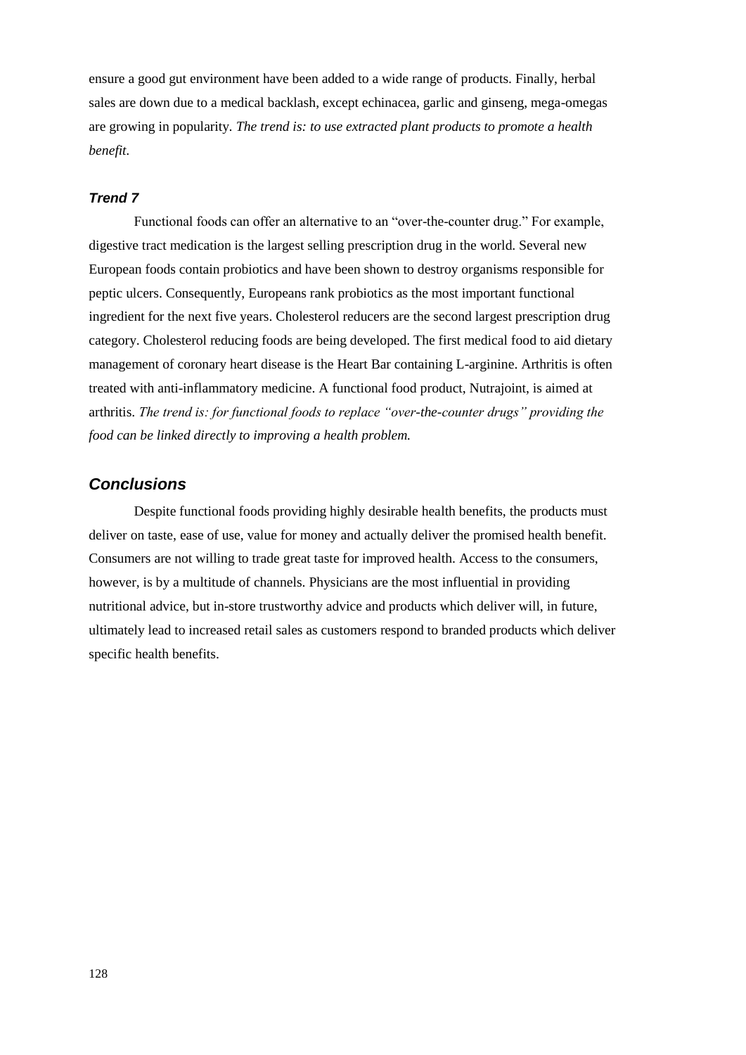ensure a good gut environment have been added to a wide range of products. Finally, herbal sales are down due to a medical backlash, except echinacea, garlic and ginseng, mega-omegas are growing in popularity. *The trend is: to use extracted plant products to promote a health benefit.*

### *Trend 7*

Functional foods can offer an alternative to an "over-the-counter drug." For example, digestive tract medication is the largest selling prescription drug in the world. Several new European foods contain probiotics and have been shown to destroy organisms responsible for peptic ulcers. Consequently, Europeans rank probiotics as the most important functional ingredient for the next five years. Cholesterol reducers are the second largest prescription drug category. Cholesterol reducing foods are being developed. The first medical food to aid dietary management of coronary heart disease is the Heart Bar containing L-arginine. Arthritis is often treated with anti-inflammatory medicine. A functional food product, Nutrajoint, is aimed at arthritis. *The trend is: for functional foods to replace "over-the-counter drugs" providing the food can be linked directly to improving a health problem.*

## *Conclusions*

Despite functional foods providing highly desirable health benefits, the products must deliver on taste, ease of use, value for money and actually deliver the promised health benefit. Consumers are not willing to trade great taste for improved health. Access to the consumers, however, is by a multitude of channels. Physicians are the most influential in providing nutritional advice, but in-store trustworthy advice and products which deliver will, in future, ultimately lead to increased retail sales as customers respond to branded products which deliver specific health benefits.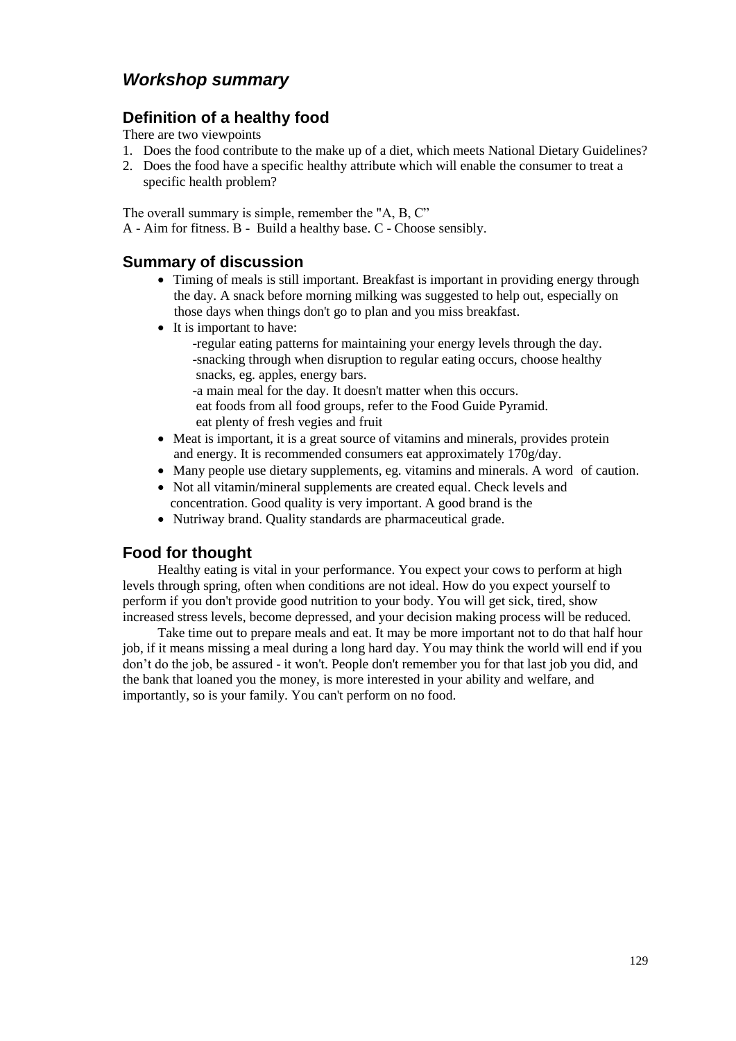## *Workshop summary*

### Definition of a healthy food

There are two viewpoints

1. Does the food contribute to the make up of a diet, which meets National Dietary Guidelines?
2. Does the food have a specific healthy attribute which will enable the consumer to treat a specific health problem?

The overall summary is simple, remember the "A, B, C"
A - Aim for fitness. B - Build a healthy base. C - Choose sensibly.

### Summary of discussion

- Timing of meals is still important. Breakfast is important in providing energy through the day. A snack before morning milking was suggested to help out, especially on those days when things don't go to plan and you miss breakfast.
- It is important to have:
  -regular eating patterns for maintaining your energy levels through the day.
  -snacking through when disruption to regular eating occurs, choose healthy snacks, eg. apples, energy bars.
  -a main meal for the day. It doesn't matter when this occurs.
  eat foods from all food groups, refer to the Food Guide Pyramid.
  eat plenty of fresh vegies and fruit
- Meat is important, it is a great source of vitamins and minerals, provides protein and energy. It is recommended consumers eat approximately 170g/day.
- Many people use dietary supplements, eg. vitamins and minerals. A word of caution.
- Not all vitamin/mineral supplements are created equal. Check levels and concentration. Good quality is very important. A good brand is the
- Nutriway brand. Quality standards are pharmaceutical grade.

### Food for thought

Healthy eating is vital in your performance. You expect your cows to perform at high levels through spring, often when conditions are not ideal. How do you expect yourself to perform if you don't provide good nutrition to your body. You will get sick, tired, show increased stress levels, become depressed, and your decision making process will be reduced.

Take time out to prepare meals and eat. It may be more important not to do that half hour job, if it means missing a meal during a long hard day. You may think the world will end if you don't do the job, be assured - it won't. People don't remember you for that last job you did, and the bank that loaned you the money, is more interested in your ability and welfare, and importantly, so is your family. You can't perform on no food.